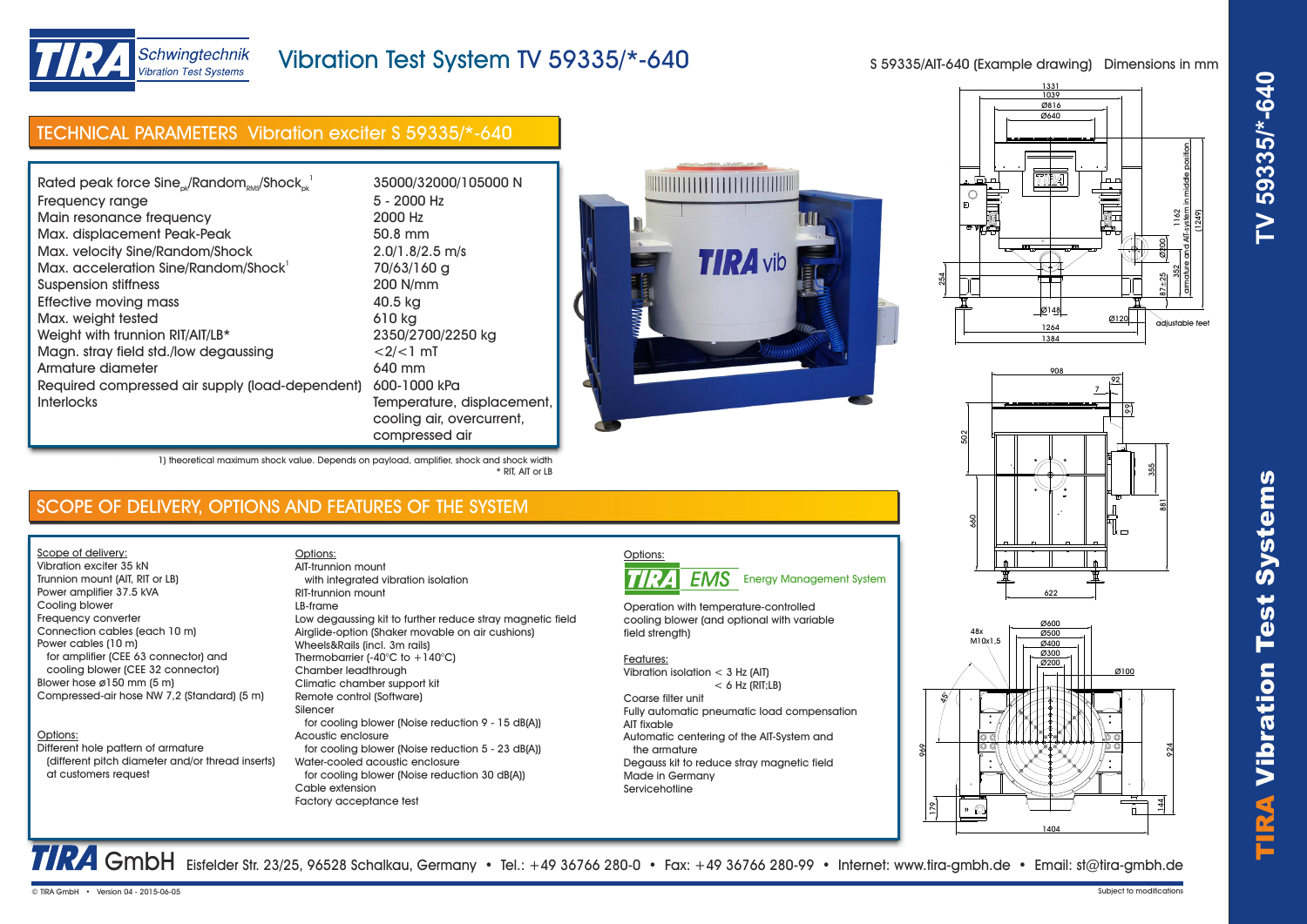# Vibration Test System TV 59335/*-640

S 59335/AIT-640 (Example drawing) Dimensions in mm

## TECHNICAL PARAMETERS Vibration exciter S 59335/*-640

| Parameter | Value |
|---|---|
| Rated peak force $Sine_{pk}$/$Random_{RMS}$/$Shock_{pk}$[1] | 35000/32000/105000 N |
| Frequency range | 5 - 2000 Hz |
| Main resonance frequency | 2000 Hz |
| Max. displacement Peak-Peak | 50.8 mm |
| Max. velocity Sine/Random/Shock | 2.0/1.8/2.5 m/s |
| Max. acceleration Sine/Random/Shock[1] | 70/63/160 g |
| Suspension stiffness | 200 N/mm |
| Effective moving mass | 40.5 kg |
| Max. weight tested | 610 kg |
| Weight with trunnion RIT/AIT/LB* | 2350/2700/2250 kg |
| Magn. stray field std./low degaussing | <2/<1 mT |
| Armature diameter | 640 mm |
| Required compressed air supply (load-dependent) | 600-1000 kPa |
| Interlocks | Temperature, displacement, cooling air, overcurrent, compressed air |

1) theoretical maximum shock value. Depends on payload, amplifier, shock and shock width
* RIT, AIT or LB

## SCOPE OF DELIVERY, OPTIONS AND FEATURES OF THE SYSTEM

Scope of delivery:
- Vibration exciter 35 kN
- Trunnion mount (AIT, RIT or LB)
- Power amplifier 37.5 kVA
- Cooling blower
- Frequency converter
- Connection cables (each 10 m)
- Power cables (10 m)
  - for amplifier (CEE 63 connector) and cooling blower (CEE 32 connector)
- Blower hose ø150 mm (5 m)
- Compressed-air hose NW 7,2 (Standard) (5 m)

Options:
- Different hole pattern of armature (different pitch diameter and/or thread inserts) at customers request

Options:
- AIT-trunnion mount
  - with integrated vibration isolation
- RIT-trunnion mount
- LB-frame
- Low degaussing kit to further reduce stray magnetic field
- Airglide-option (Shaker movable on air cushions)
- Wheels&Rails (incl. 3m rails)
- Thermobarrier (-40°C to +140°C)
- Chamber leadthrough
- Climatic chamber support kit
- Remote control (Software)
- Silencer
  - for cooling blower (Noise reduction 9 - 15 dB(A))
- Acoustic enclosure
  - for cooling blower (Noise reduction 5 - 23 dB(A))
- Water-cooled acoustic enclosure
  - for cooling blower (Noise reduction 30 dB(A))
- Cable extension
- Factory acceptance test

Options:

TIRA EMS Energy Management System

Operation with temperature-controlled cooling blower (and optional with variable field strength)

Features:
- Vibration isolation < 3 Hz (AIT)
  - < 6 Hz (RIT;LB)
- Coarse filter unit
- Fully automatic pneumatic load compensation
- AIT fixable
- Automatic centering of the AIT-System and the armature
- Degauss kit to reduce stray magnetic field
- Made in Germany
- Servicehotline

**TIRA GmbH** Eisfelder Str. 23/25, 96528 Schalkau, Germany • Tel.: +49 36766 280-0 • Fax: +49 36766 280-99 • Internet: www.tira-gmbh.de • Email: st@tira-gmbh.de

© TIRA GmbH • Version 04 - 2015-06-05

Subject to modifications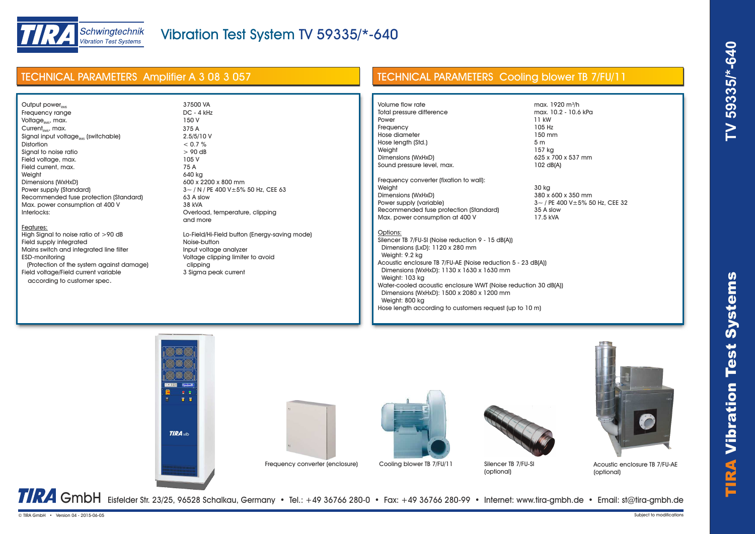# Vibration Test System TV 59335/*-640

## TECHNICAL PARAMETERS Amplifier A 3 08 3 057

| | |
|---|---|
| Output power$_{RMS}$ | 37500 VA |
| Frequency range | DC - 4 kHz |
| Voltage$_{RMS}$, max. | 150 V |
| Current$_{RMS}$, max. | 375 A |
| Signal input voltage$_{RMS}$ (switchable) | 2.5/5/10 V |
| Distortion | < 0.7 % |
| Signal to noise ratio | > 90 dB |
| Field voltage, max. | 105 V |
| Field current, max. | 75 A |
| Weight | 640 kg |
| Dimensions (WxHxD) | 600 x 2200 x 800 mm |
| Power supply (Standard) | 3~ / N / PE 400 V±5% 50 Hz, CEE 63 |
| Recommended fuse protection (Standard) | 63 A slow |
| Max. power consumption at 400 V | 38 kVA |
| Interlocks: | Overload, temperature, clipping and more |

Features:

- High Signal to noise ratio of >90 dB
- Field supply integrated
- Mains switch and integrated line filter
- ESD-monitoring (Protection of the system against damage)
- Field voltage/Field current variable according to customer spec.
- Lo-Field/Hi-Field button (Energy-saving mode)
- Noise-button
- Input voltage analyzer
- Voltage clipping limiter to avoid clipping
- 3 Sigma peak current

## TECHNICAL PARAMETERS Cooling blower TB 7/FU/11

| | |
|---|---|
| Volume flow rate | max. 1920 m³/h |
| Total pressure difference | max. 10.2 - 10.6 kPa |
| Power | 11 kW |
| Frequency | 105 Hz |
| Hose diameter | 150 mm |
| Hose length (Std.) | 5 m |
| Weight | 157 kg |
| Dimensions (WxHxD) | 625 x 700 x 537 mm |
| Sound pressure level, max. | 102 dB(A) |

Frequency converter (fixation to wall):

| | |
|---|---|
| Weight | 30 kg |
| Dimensions (WxHxD) | 380 x 600 x 350 mm |
| Power supply (variable) | 3~ / PE 400 V±5% 50 Hz, CEE 32 |
| Recommended fuse protection (Standard) | 35 A slow |
| Max. power consumption at 400 V | 17.5 kVA |

Options:

Silencer TB 7/FU-SI (Noise reduction 9 - 15 dB(A))
 Dimensions (LxD): 1120 x 280 mm
 Weight: 9.2 kg

Acoustic enclosure TB 7/FU-AE (Noise reduction 5 - 23 dB(A))
 Dimensions (WxHxD): 1130 x 1630 x 1630 mm
 Weight: 103 kg

Water-cooled acoustic enclosure WWT (Noise reduction 30 dB(A))
 Dimensions (WxHxD): 1500 x 2080 x 1200 mm
 Weight: 800 kg

Hose length according to customers request (up to 10 m)

Frequency converter (enclosure)

Cooling blower TB 7/FU/11

Silencer TB 7/FU-SI (optional)

Acoustic enclosure TB 7/FU-AE (optional)

**TIRA GmbH** Eisfelder Str. 23/25, 96528 Schalkau, Germany • Tel.: +49 36766 280-0 • Fax: +49 36766 280-99 • Internet: www.tira-gmbh.de • Email: st@tira-gmbh.de

© TIRA GmbH • Version 04 - 2015-06-05

Subject to modifications